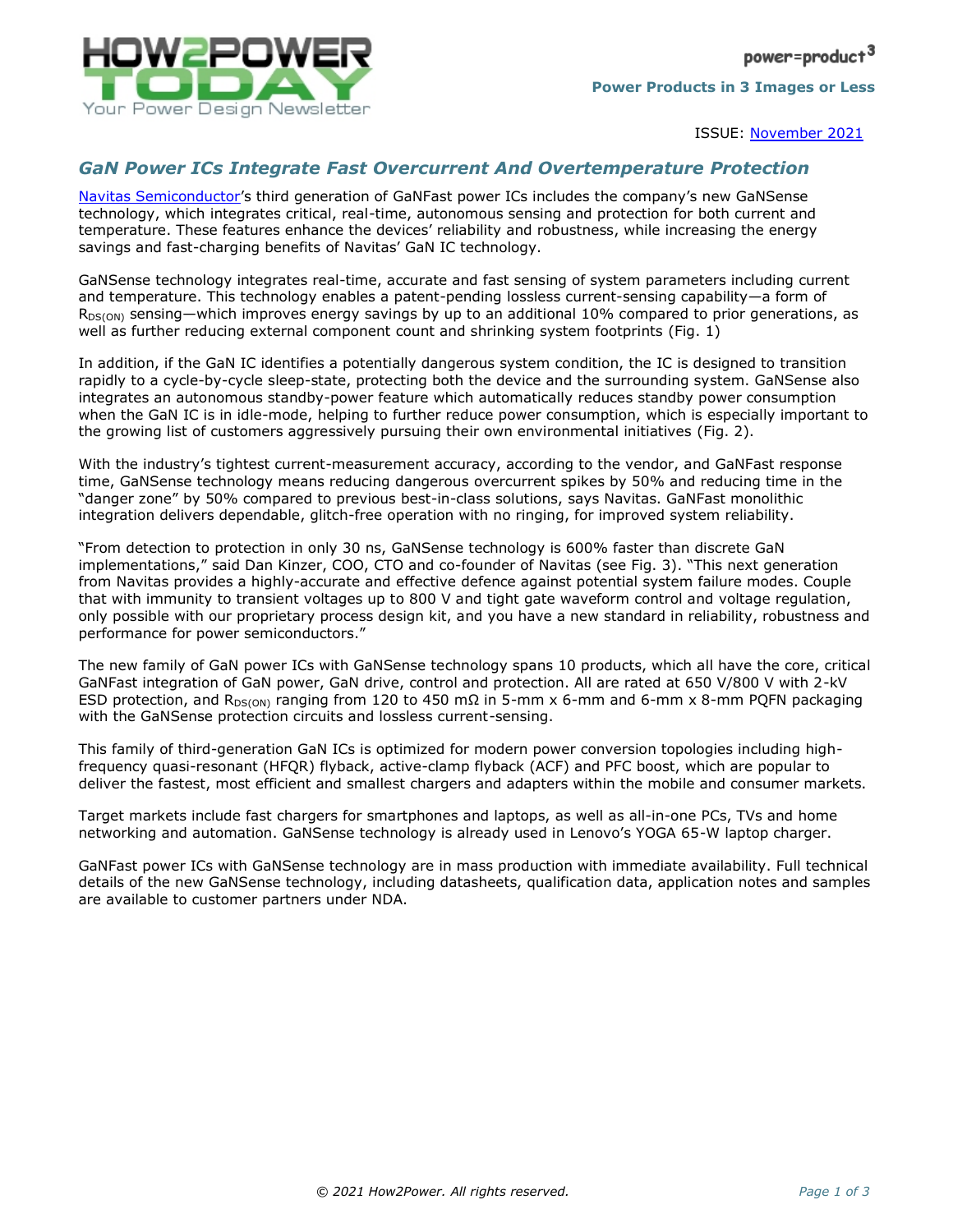power=product$^3$

**Power Products in 3 Images or Less**

ISSUE: November 2021

## *GaN Power ICs Integrate Fast Overcurrent And Overtemperature Protection*

Navitas Semiconductor's third generation of GaNFast power ICs includes the company's new GaNSense technology, which integrates critical, real-time, autonomous sensing and protection for both current and temperature. These features enhance the devices' reliability and robustness, while increasing the energy savings and fast-charging benefits of Navitas' GaN IC technology.

GaNSense technology integrates real-time, accurate and fast sensing of system parameters including current and temperature. This technology enables a patent-pending lossless current-sensing capability—a form of $R_{DS(ON)}$ sensing—which improves energy savings by up to an additional 10% compared to prior generations, as well as further reducing external component count and shrinking system footprints (Fig. 1)

In addition, if the GaN IC identifies a potentially dangerous system condition, the IC is designed to transition rapidly to a cycle-by-cycle sleep-state, protecting both the device and the surrounding system. GaNSense also integrates an autonomous standby-power feature which automatically reduces standby power consumption when the GaN IC is in idle-mode, helping to further reduce power consumption, which is especially important to the growing list of customers aggressively pursuing their own environmental initiatives (Fig. 2).

With the industry's tightest current-measurement accuracy, according to the vendor, and GaNFast response time, GaNSense technology means reducing dangerous overcurrent spikes by 50% and reducing time in the "danger zone" by 50% compared to previous best-in-class solutions, says Navitas. GaNFast monolithic integration delivers dependable, glitch-free operation with no ringing, for improved system reliability.

"From detection to protection in only 30 ns, GaNSense technology is 600% faster than discrete GaN implementations," said Dan Kinzer, COO, CTO and co-founder of Navitas (see Fig. 3). "This next generation from Navitas provides a highly-accurate and effective defence against potential system failure modes. Couple that with immunity to transient voltages up to 800 V and tight gate waveform control and voltage regulation, only possible with our proprietary process design kit, and you have a new standard in reliability, robustness and performance for power semiconductors."

The new family of GaN power ICs with GaNSense technology spans 10 products, which all have the core, critical GaNFast integration of GaN power, GaN drive, control and protection. All are rated at 650 V/800 V with 2-kV ESD protection, and $R_{DS(ON)}$ ranging from 120 to 450 mΩ in 5-mm x 6-mm and 6-mm x 8-mm PQFN packaging with the GaNSense protection circuits and lossless current-sensing.

This family of third-generation GaN ICs is optimized for modern power conversion topologies including high-frequency quasi-resonant (HFQR) flyback, active-clamp flyback (ACF) and PFC boost, which are popular to deliver the fastest, most efficient and smallest chargers and adapters within the mobile and consumer markets.

Target markets include fast chargers for smartphones and laptops, as well as all-in-one PCs, TVs and home networking and automation. GaNSense technology is already used in Lenovo's YOGA 65-W laptop charger.

GaNFast power ICs with GaNSense technology are in mass production with immediate availability. Full technical details of the new GaNSense technology, including datasheets, qualification data, application notes and samples are available to customer partners under NDA.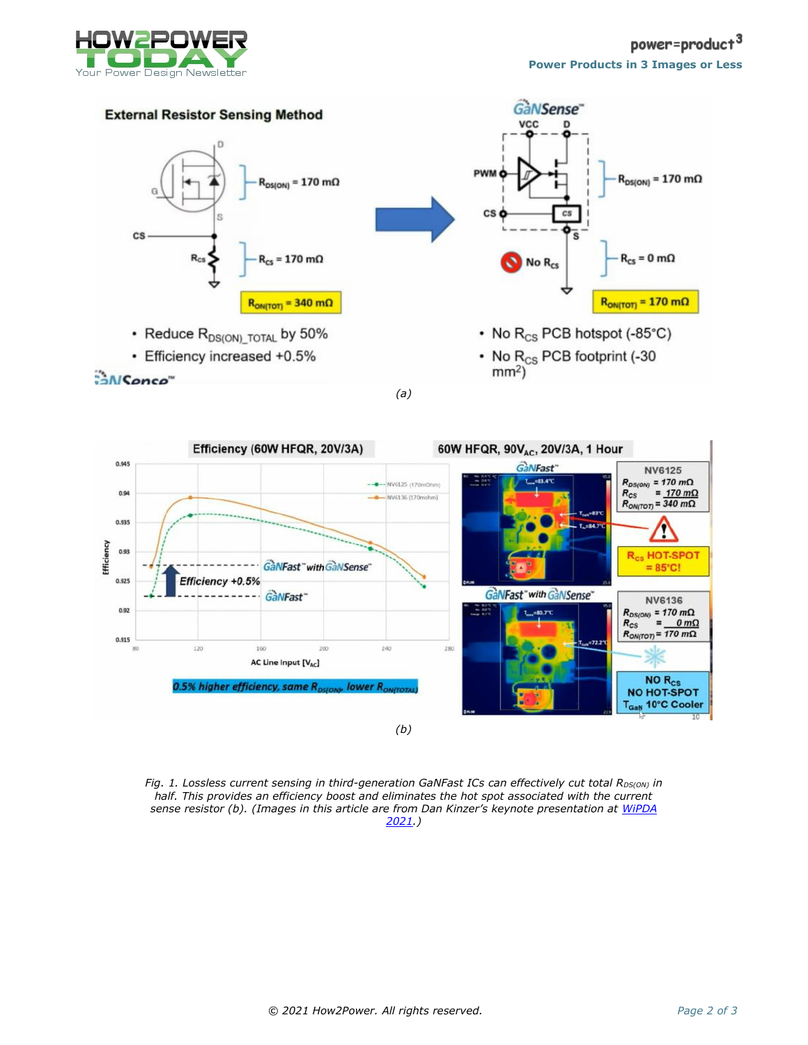(a)

(b)

*Fig. 1. Lossless current sensing in third-generation GaNFast ICs can effectively cut total $R_{DS(ON)}$ in half. This provides an efficiency boost and eliminates the hot spot associated with the current sense resistor (b). (Images in this article are from Dan Kinzer's keynote presentation at [WiPDA 2021](WiPDA 2021).)*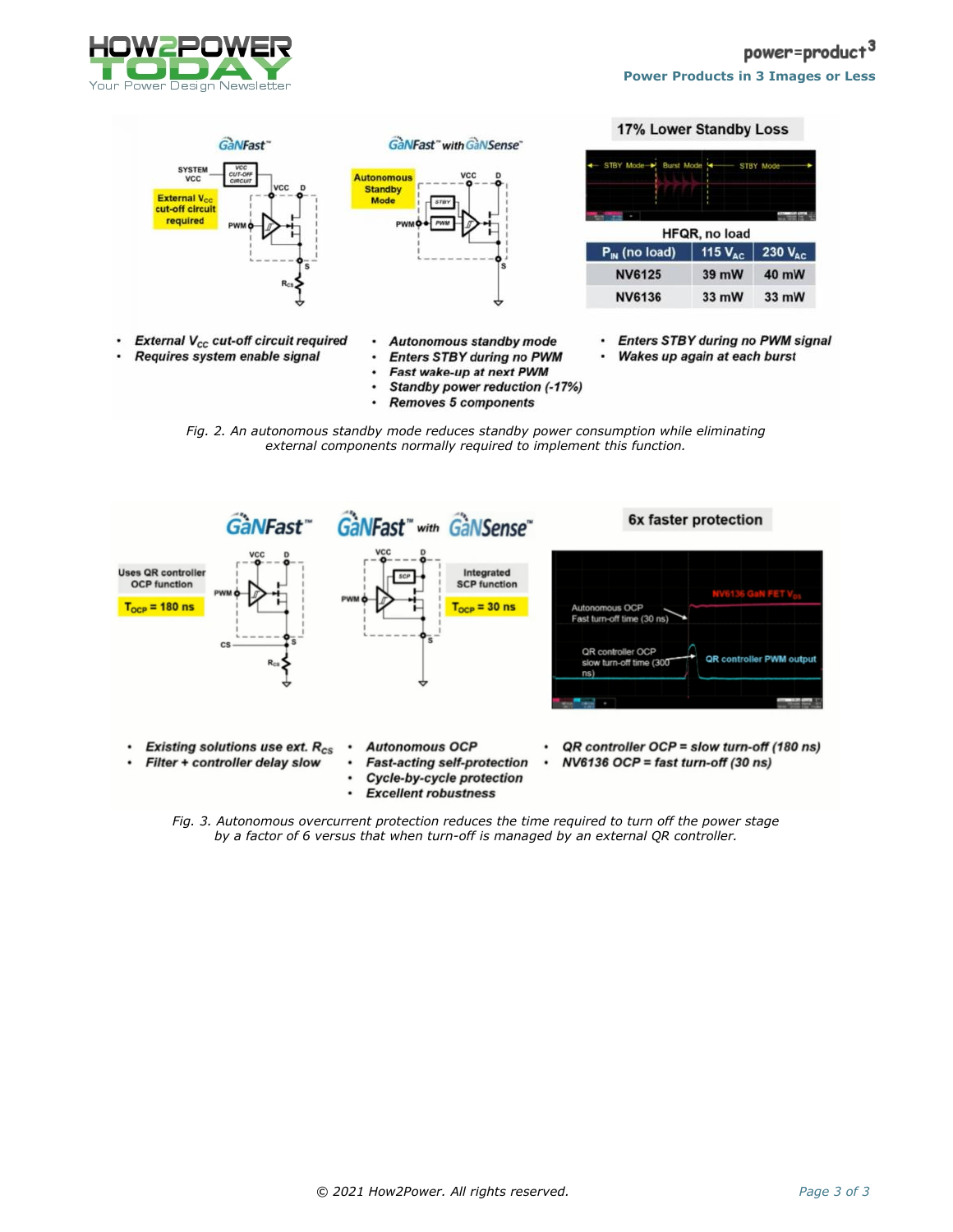17% Lower Standby Loss

HFQR, no load

| $P_{IN}$ (no load) | 115 $V_{AC}$ | 230 $V_{AC}$ |
|---|---|---|
| NV6125 | 39 mW | 40 mW |
| NV6136 | 33 mW | 33 mW |

- External $V_{CC}$ cut-off circuit required
- Requires system enable signal

- Autonomous standby mode
- Enters STBY during no PWM
- Fast wake-up at next PWM
- Standby power reduction (-17%)
- Removes 5 components

- Enters STBY during no PWM signal
- Wakes up again at each burst

*Fig. 2. An autonomous standby mode reduces standby power consumption while eliminating external components normally required to implement this function.*

6x faster protection

- Existing solutions use ext. $R_{CS}$
- Filter + controller delay slow

- Autonomous OCP
- Fast-acting self-protection
- Cycle-by-cycle protection
- Excellent robustness

- QR controller OCP = slow turn-off (180 ns)
- NV6136 OCP = fast turn-off (30 ns)

*Fig. 3. Autonomous overcurrent protection reduces the time required to turn off the power stage by a factor of 6 versus that when turn-off is managed by an external QR controller.*